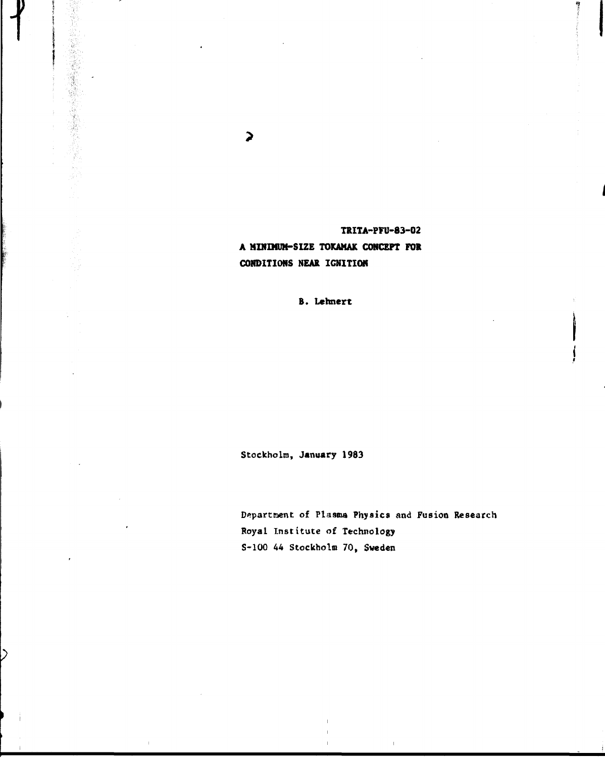TRITA-PFU-83-02

# A MINIMUM-SIZE TOKAMAK CONCEPT FOR CONDITIONS NEAR IGNITION

**B. Lehnert**

Stockholm, January 1983

Department of Plasma Physics and Fusion Research
Royal Institute of Technology
S-100 44 Stockholm 70, Sweden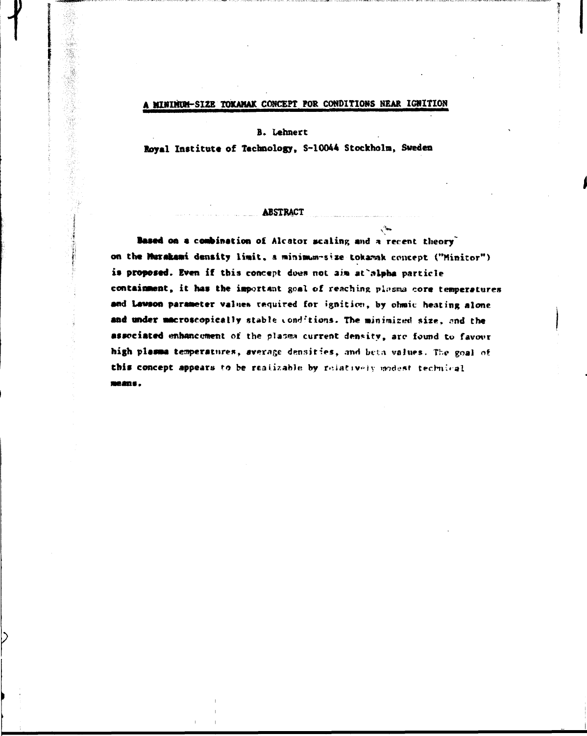# A MINIMUM-SIZE TOKAMAK CONCEPT FOR CONDITIONS NEAR IGNITION

B. Lehnert

Royal Institute of Technology, S-10044 Stockholm, Sweden

## ABSTRACT

Based on a combination of Alcator scaling and a recent theory on the Murakami density limit, a minimum-size tokamak concept ("Minitor") is proposed. Even if this concept does not aim at alpha particle containment, it has the important goal of reaching plasma core temperatures and Lawson parameter values required for ignition, by ohmic heating alone and under macroscopically stable conditions. The minimized size, and the associated enhancement of the plasma current density, are found to favour high plasma temperatures, average densities, and beta values. The goal of this concept appears to be realizable by relatively modest technical means.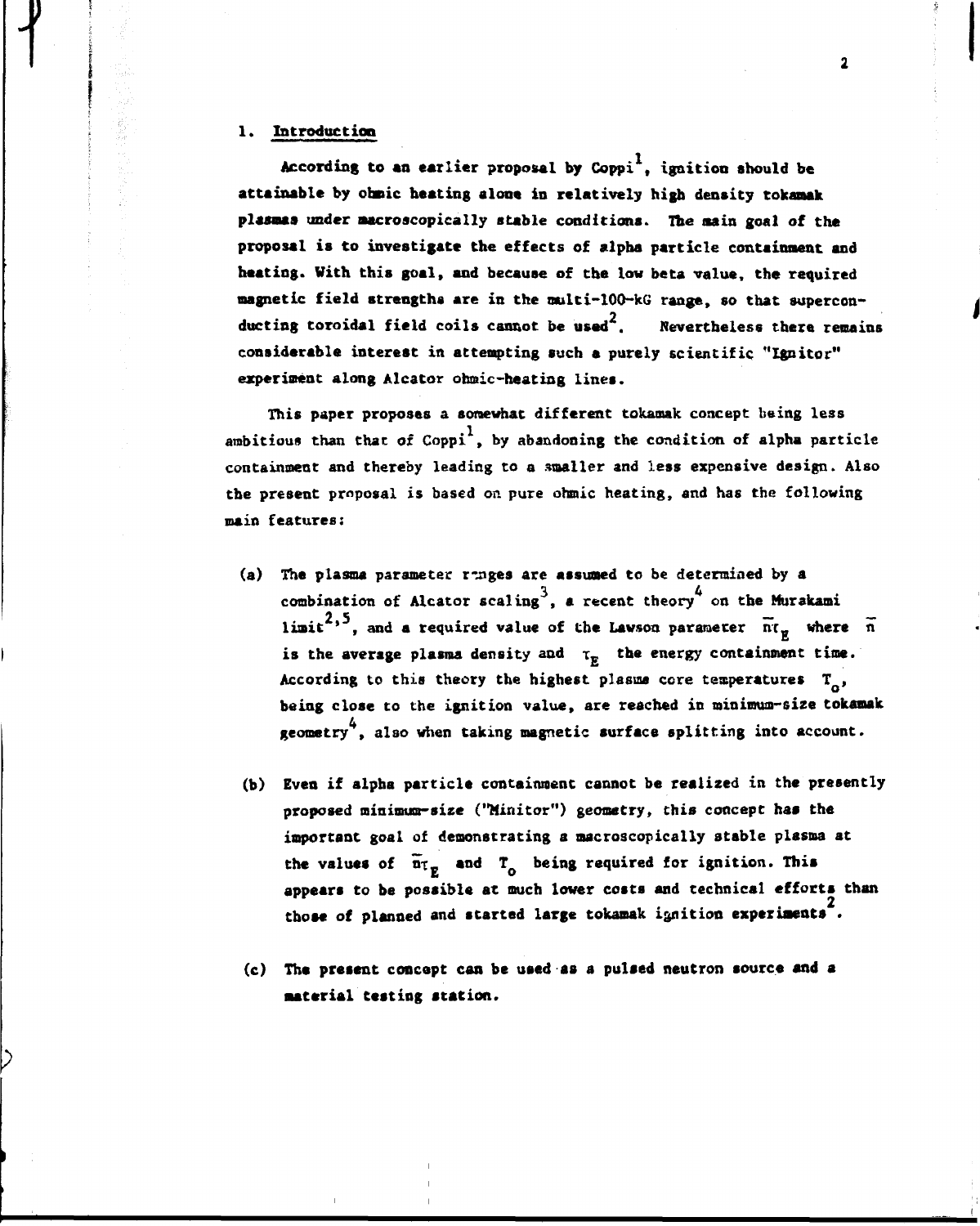## 1. Introduction

According to an earlier proposal by Coppi[1], ignition should be attainable by ohmic heating alone in relatively high density tokamak plasmas under macroscopically stable conditions. The main goal of the proposal is to investigate the effects of alpha particle containment and heating. With this goal, and because of the low beta value, the required magnetic field strengths are in the multi-100-kG range, so that superconducting toroidal field coils cannot be used[2]. Nevertheless there remains considerable interest in attempting such a purely scientific "Ignitor" experiment along Alcator ohmic-heating lines.

This paper proposes a somewhat different tokamak concept being less ambitious than that of Coppi[1], by abandoning the condition of alpha particle containment and thereby leading to a smaller and less expensive design. Also the present proposal is based on pure ohmic heating, and has the following main features:

(a) The plasma parameter ranges are assumed to be determined by a combination of Alcator scaling[3], a recent theory[4] on the Murakami limit[2,5], and a required value of the Lawson parameter $\bar{n}\tau_E$ where $\bar{n}$ is the average plasma density and $\tau_E$ the energy containment time. According to this theory the highest plasma core temperatures $T_o$, being close to the ignition value, are reached in minimum-size tokamak geometry[4], also when taking magnetic surface splitting into account.

(b) Even if alpha particle containment cannot be realized in the presently proposed minimum-size ("Minitor") geometry, this concept has the important goal of demonstrating a macroscopically stable plasma at the values of $\bar{n}\tau_E$ and $T_o$ being required for ignition. This appears to be possible at much lower costs and technical efforts than those of planned and started large tokamak ignition experiments[2].

(c) The present concept can be used as a pulsed neutron source and a material testing station.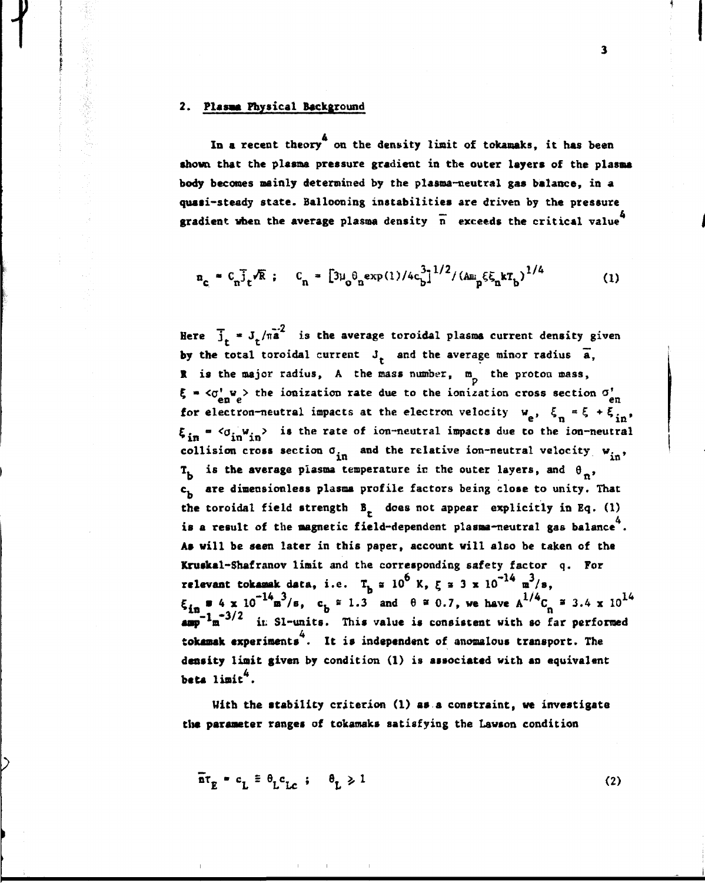## 2. Plasma Physical Background

In a recent theory[4] on the density limit of tokamaks, it has been shown that the plasma pressure gradient in the outer layers of the plasma body becomes mainly determined by the plasma-neutral gas balance, in a quasi-steady state. Ballooning instabilities are driven by the pressure gradient when the average plasma density $\bar{n}$ exceeds the critical value[4]

$$n_c = C_n \bar{J}_t \sqrt{R} \; ; \quad C_n = \left[3\mu_0 \theta_n \exp(1)/4c_b^3\right]^{1/2} / (Am_p \xi \xi_n kT_b)^{1/4} \tag{1}$$

Here $\bar{J}_t = J_t/\pi\bar{a}^2$ is the average toroidal plasma current density given by the total toroidal current $J_t$ and the average minor radius $\bar{a}$, $R$ is the major radius, $A$ the mass number, $m_p$ the proton mass, $\xi = \langle\sigma'_{en} w_e\rangle$ the ionization rate due to the ionization cross section $\sigma'_{en}$ for electron-neutral impacts at the electron velocity $w_e$, $\xi_n = \xi + \xi_{in}$, $\xi_{in} = \langle\sigma_{in} w_{in}\rangle$ is the rate of ion-neutral impacts due to the ion-neutral collision cross section $\sigma_{in}$ and the relative ion-neutral velocity $w_{in}$, $T_b$ is the average plasma temperature in the outer layers, and $\theta_n$, $c_b$ are dimensionless plasma profile factors being close to unity. That the toroidal field strength $B_t$ does not appear explicitly in Eq. (1) is a result of the magnetic field-dependent plasma-neutral gas balance[4]. As will be seen later in this paper, account will also be taken of the Kruskal-Shafranov limit and the corresponding safety factor $q$. For relevant tokamak data, i.e. $T_b \cong 10^6$ K, $\xi \cong 3 \times 10^{-14}\ m^3/s$, $\xi_{in} \cong 4 \times 10^{-14}\ m^3/s$, $c_b \cong 1.3$ and $\theta \cong 0.7$, we have $A^{1/4} C_n \cong 3.4 \times 10^{14}$ $amp^{-1} m^{-3/2}$ in SI-units. This value is consistent with so far performed tokamak experiments[4]. It is independent of anomalous transport. The density limit given by condition (1) is associated with an equivalent beta limit[4].

With the stability criterion (1) as a constraint, we investigate the parameter ranges of tokamaks satisfying the Lawson condition

$$\bar{n}\tau_E = c_L \equiv \theta_L c_{Lc} \; ; \quad \theta_L \geq 1 \tag{2}$$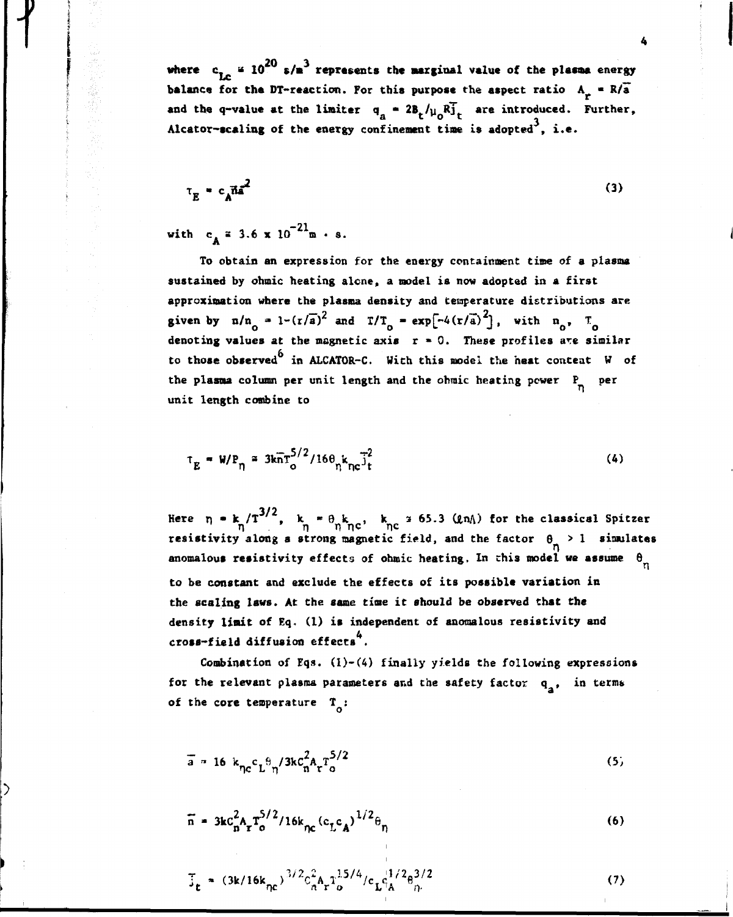where $c_{Lc} \cong 10^{20}$ s/m$^3$ represents the marginal value of the plasma energy balance for the DT-reaction. For this purpose the aspect ratio $A_r = R/\bar{a}$ and the q-value at the limiter $q_a = 2B_t/\mu_o R\bar{j}_t$ are introduced. Further, Alcator-scaling of the energy confinement time is adopted[3], i.e.

$$\tau_E = c_A \bar{n}\bar{a}^2 \tag{3}$$

with $c_A \cong 3.6 \times 10^{-21}$ m · s.

To obtain an expression for the energy containment time of a plasma sustained by ohmic heating alone, a model is now adopted in a first approximation where the plasma density and temperature distributions are given by $n/n_o = 1-(r/\bar{a})^2$ and $T/T_o = \exp[-4(r/\bar{a})^2]$, with $n_o$, $T_o$ denoting values at the magnetic axis $r = 0$. These profiles are similar to those observed[6] in ALCATOR-C. With this model the heat content $W$ of the plasma column per unit length and the ohmic heating power $P_\eta$ per unit length combine to

$$\tau_E = W/P_\eta \cong 3k\bar{n}T_o^{5/2}/16\theta_\eta k_{\eta c}\bar{j}_t^2 \tag{4}$$

Here $\eta = k_\eta/T^{3/2}$, $k_\eta = \theta_\eta k_{\eta c}$, $k_{\eta c} \cong 65.3$ $(\ell n\Lambda)$ for the classical Spitzer resistivity along a strong magnetic field, and the factor $\theta_\eta > 1$ simulates anomalous resistivity effects of ohmic heating. In this model we assume $\theta_\eta$ to be constant and exclude the effects of its possible variation in the scaling laws. At the same time it should be observed that the density limit of Eq. (1) is independent of anomalous resistivity and cross-field diffusion effects[4].

Combination of Eqs. (1)-(4) finally yields the following expressions for the relevant plasma parameters and the safety factor $q_a$, in terms of the core temperature $T_o$:

$$\bar{a} = 16\, k_{\eta c} c_L \theta_\eta / 3k C_n^2 A_r T_o^{5/2} \tag{5}$$

$$\bar{n} = 3k C_n^2 A_r T_o^{5/2}/16 k_{\eta c} (c_L c_A)^{1/2} \theta_\eta \tag{6}$$

$$\bar{j}_t = (3k/16k_{\eta c})^{3/2} C_n^2 A_r T_o^{15/4}/c_L c_A^{1/2} \theta_\eta^{3/2} \tag{7}$$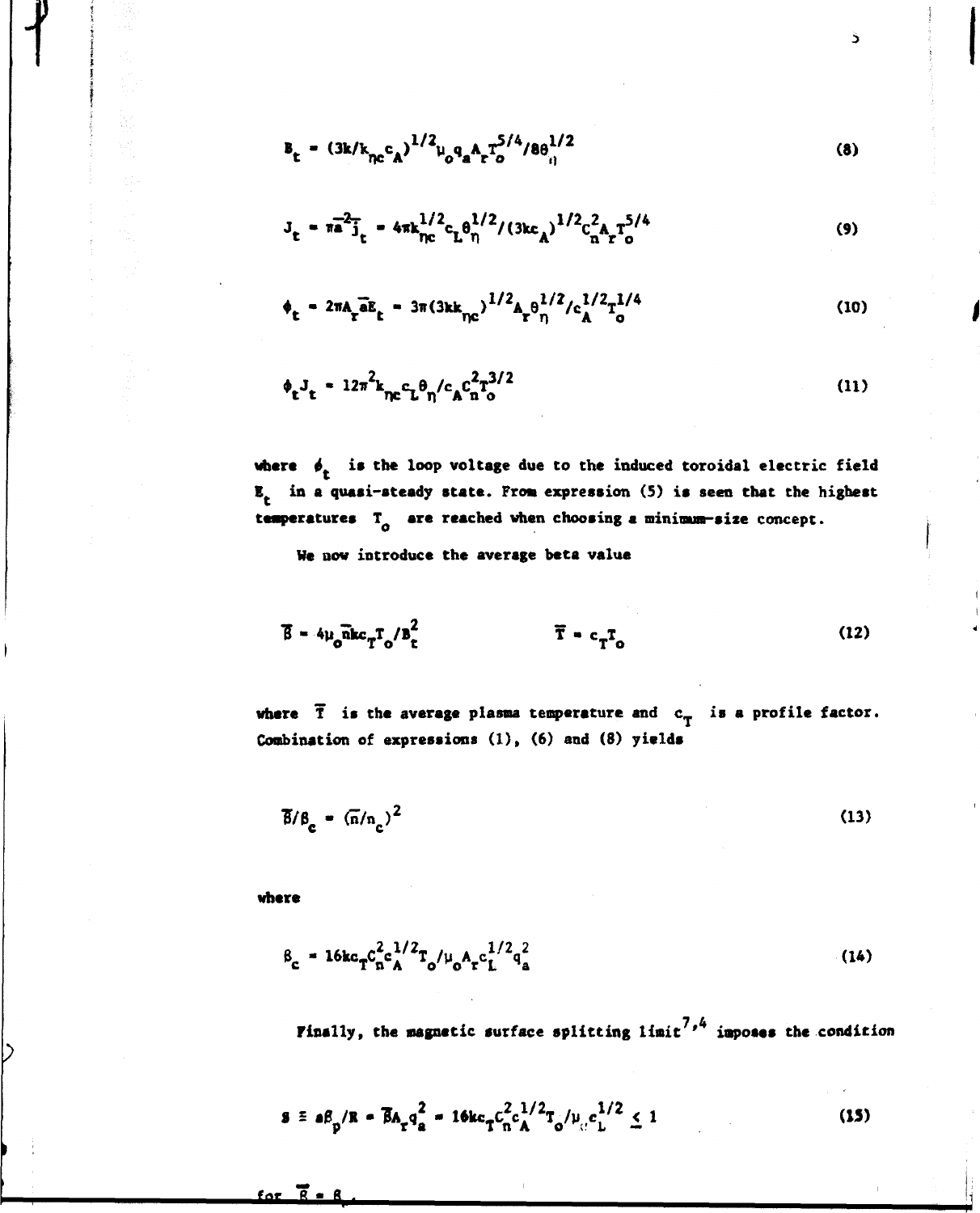$$B_t = (3k/k_{\eta c} c_A)^{1/2} \mu_o q_a A_r T_o^{5/4} / 8\theta_\eta^{1/2} \tag{8}$$

$$J_t = \pi \bar{a}^2 \bar{j}_t = 4\pi k_{\eta c}^{1/2} c_L \theta_\eta^{1/2} / (3kc_A)^{1/2} C_n^2 A_r T_o^{5/4} \tag{9}$$

$$\phi_t = 2\pi A_r \bar{a} \bar{E}_t = 3\pi (3kk_{\eta c})^{1/2} A_r \theta_\eta^{1/2} / c_A^{1/2} T_o^{1/4} \tag{10}$$

$$\phi_t J_t = 12\pi^2 k_{\eta c} c_L \theta_\eta / c_A C_n^2 T_o^{3/2} \tag{11}$$

where $\phi_t$ is the loop voltage due to the induced toroidal electric field $E_t$ in a quasi-steady state. From expression (5) is seen that the highest temperatures $T_o$ are reached when choosing a minimum-size concept.

We now introduce the average beta value

$$\bar{\beta} = 4\mu_o \bar{n} k c_T T_o / B_t^2 \qquad\qquad \bar{T} = c_T T_o \tag{12}$$

where $\bar{T}$ is the average plasma temperature and $c_T$ is a profile factor. Combination of expressions (1), (6) and (8) yields

$$\bar{\beta}/\beta_c = (\bar{n}/n_c)^2 \tag{13}$$

where

$$\beta_c = 16kc_T C_n^2 c_A^{1/2} T_o / \mu_o A_r c_L^{1/2} q_a^2 \tag{14}$$

Finally, the magnetic surface splitting limit[7,4] imposes the condition

$$S \equiv a\beta_p / R = \bar{\beta} A_r q_a^2 = 16kc_T C_n^2 c_A^{1/2} T_o / \mu_o c_L^{1/2} \leq 1 \tag{15}$$

for $\bar{\beta} = \beta_c$.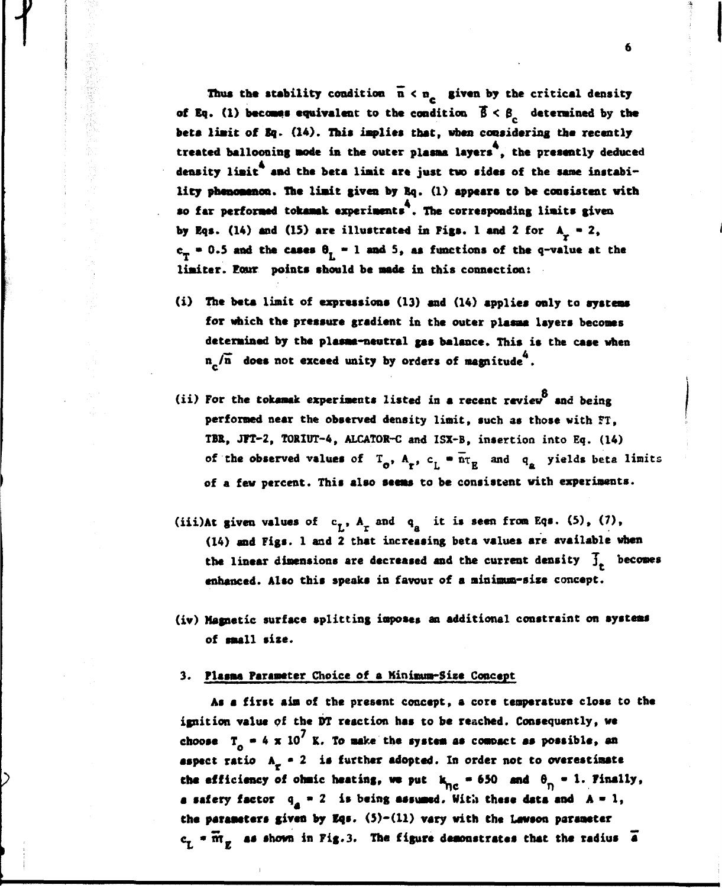Thus the stability condition $\bar{n} < n_c$ given by the critical density of Eq. (1) becomes equivalent to the condition $\bar{\beta} < \beta_c$ determined by the beta limit of Eq. (14). This implies that, when considering the recently treated ballooning mode in the outer plasma layers[4], the presently deduced density limit[4] and the beta limit are just two sides of the same instability phenomenon. The limit given by Eq. (1) appears to be consistent with so far performed tokamak experiments[4]. The corresponding limits given by Eqs. (14) and (15) are illustrated in Figs. 1 and 2 for $A_r = 2$, $c_T = 0.5$ and the cases $\theta_L = 1$ and 5, as functions of the q-value at the limiter. Four points should be made in this connection:

(i) The beta limit of expressions (13) and (14) applies only to systems for which the pressure gradient in the outer plasma layers becomes determined by the plasma-neutral gas balance. This is the case when $n_c/\bar{n}$ does not exceed unity by orders of magnitude[4].

(ii) For the tokamak experiments listed in a recent review[8] and being performed near the observed density limit, such as those with FT, TBR, JFT-2, TORIUT-4, ALCATOR-C and ISX-B, insertion into Eq. (14) of the observed values of $T_o$, $A_r$, $c_L = \bar{n}\tau_E$ and $q_a$ yields beta limits of a few percent. This also seems to be consistent with experiments.

(iii) At given values of $c_L$, $A_r$ and $q_a$ it is seen from Eqs. (5), (7), (14) and Figs. 1 and 2 that increasing beta values are available when the linear dimensions are decreased and the current density $\bar{J}_t$ becomes enhanced. Also this speaks in favour of a minimum-size concept.

(iv) Magnetic surface splitting imposes an additional constraint on systems of small size.

## 3. Plasma Parameter Choice of a Minimum-Size Concept

As a first aim of the present concept, a core temperature close to the ignition value of the DT reaction has to be reached. Consequently, we choose $T_o = 4 \times 10^7$ K. To make the system as compact as possible, an aspect ratio $A_r = 2$ is further adopted. In order not to overestimate the efficiency of ohmic heating, we put $k_{\eta c} = 650$ and $\theta_\eta = 1$. Finally, a safety factor $q_a = 2$ is being assumed. With these data and $A = 1$, the parameters given by Eqs. (5)-(11) vary with the Lawson parameter $c_L = \bar{n}\tau_E$ as shown in Fig.3. The figure demonstrates that the radius $\bar{a}$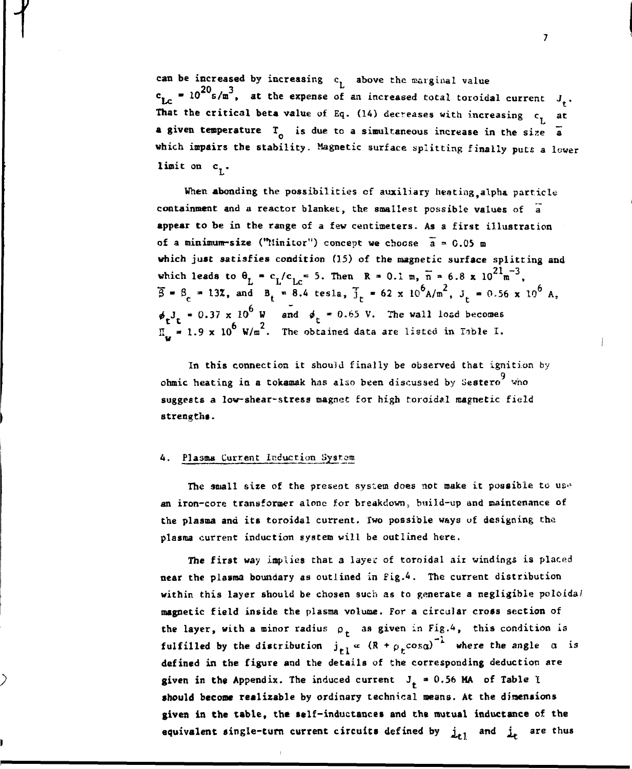can be increased by increasing $c_L$ above the marginal value $c_{Lc} = 10^{20} s/m^3$, at the expense of an increased total toroidal current $J_t$. That the critical beta value of Eq. (14) decreases with increasing $c_L$ at a given temperature $T_o$ is due to a simultaneous increase in the size $\bar{a}$ which impairs the stability. Magnetic surface splitting finally puts a lower limit on $c_L$.

When abonding the possibilities of auxiliary heating, alpha particle containment and a reactor blanket, the smallest possible values of $\bar{a}$ appear to be in the range of a few centimeters. As a first illustration of a minimum-size ("Minitor") concept we choose $\bar{a} = 0.05$ m which just satisfies condition (15) of the magnetic surface splitting and which leads to $\theta_L = c_L/c_{Lc} = 5$. Then $R = 0.1$ m, $\bar{n} = 6.8 \times 10^{21} m^{-3}$, $\bar{\beta} = \beta_c = 13\%$, and $B_t = 8.4$ tesla, $\bar{j}_t = 62 \times 10^6 A/m^2$, $J_t = 0.56 \times 10^6$ A, $\phi_t J_t = 0.37 \times 10^6$ W and $\phi_t = 0.65$ V. The wall load becomes $\Pi_w = 1.9 \times 10^6 W/m^2$. The obtained data are listed in Table I.

In this connection it should finally be observed that ignition by ohmic heating in a tokamak has also been discussed by Sestero[9] who suggests a low-shear-stress magnet for high toroidal magnetic field strengths.

## 4. Plasma Current Induction System

The small size of the present system does not make it possible to use an iron-core transformer alone for breakdown, build-up and maintenance of the plasma and its toroidal current. Two possible ways of designing the plasma current induction system will be outlined here.

The first way implies that a layer of toroidal air windings is placed near the plasma boundary as outlined in Fig.4. The current distribution within this layer should be chosen such as to generate a negligible poloidal magnetic field inside the plasma volume. For a circular cross section of the layer, with a minor radius $\rho_t$ as given in Fig.4, this condition is fulfilled by the distribution $j_{t1} \propto (R + \rho_t \cos\alpha)^{-1}$ where the angle $\alpha$ is defined in the figure and the details of the corresponding deduction are given in the Appendix. The induced current $J_t = 0.56$ MA of Table I should become realizable by ordinary technical means. At the dimensions given in the table, the self-inductances and the mutual inductance of the equivalent single-turn current circuits defined by $j_{t1}$ and $j_t$ are thus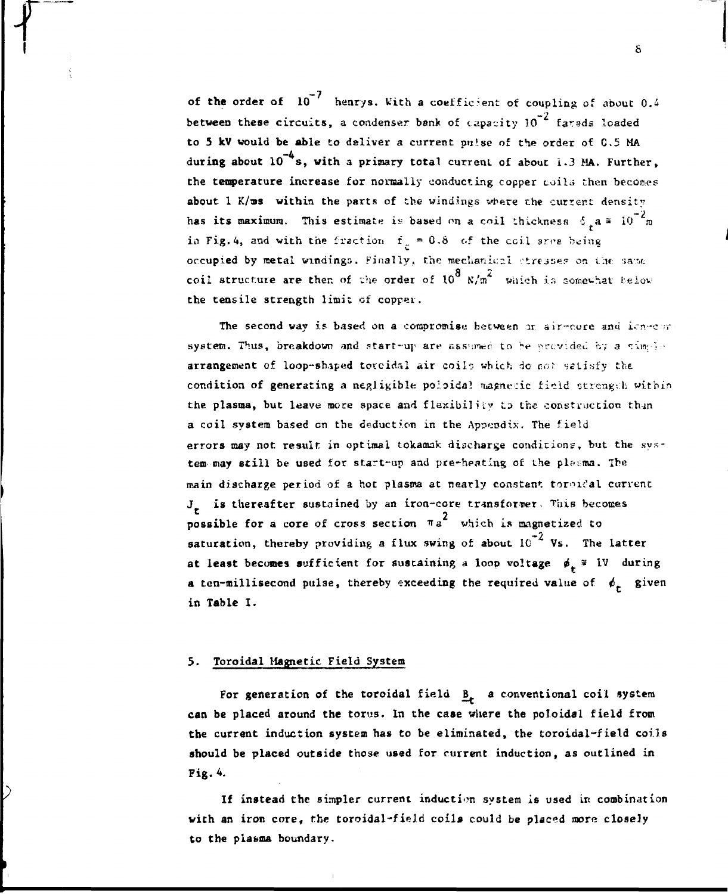of the order of $10^{-7}$ henrys. With a coefficient of coupling of about 0.4 between these circuits, a condenser bank of capacity $10^{-2}$ farads loaded to 5 kV would be able to deliver a current pulse of the order of 0.5 MA during about $10^{-4}$s, with a primary total current of about 1.3 MA. Further, the temperature increase for normally conducting copper coils then becomes about 1 K/ms within the parts of the windings where the current density has its maximum. This estimate is based on a coil thickness $\delta_t a \cong 10^{-2}$m in Fig. 4, and with the fraction $f_c = 0.8$ of the coil area being occupied by metal windings. Finally, the mechanical stresses on the same coil structure are then of the order of $10^8$ N/m$^2$ which is somewhat below the tensile strength limit of copper.

The second way is based on a compromise between an air-core and iron-core system. Thus, breakdown and start-up are assumed to be provided by a simple arrangement of loop-shaped toroidal air coils which do not satisfy the condition of generating a negligible poloidal magnetic field strength within the plasma, but leave more space and flexibility to the construction than a coil system based on the deduction in the Appendix. The field errors may not result in optimal tokamak discharge conditions, but the system may still be used for start-up and pre-heating of the plasma. The main discharge period of a hot plasma at nearly constant toroidal current $J_t$ is thereafter sustained by an iron-core transformer. This becomes possible for a core of cross section $\pi a^2$ which is magnetized to saturation, thereby providing a flux swing of about $10^{-2}$ Vs. The latter at least becomes sufficient for sustaining a loop voltage $\phi_t \cong$ 1V during a ten-millisecond pulse, thereby exceeding the required value of $\phi_t$ given in Table I.

## 5. Toroidal Magnetic Field System

For generation of the toroidal field $\underline{B}_t$ a conventional coil system can be placed around the torus. In the case where the poloidal field from the current induction system has to be eliminated, the toroidal-field coils should be placed outside those used for current induction, as outlined in Fig. 4.

If instead the simpler current induction system is used in combination with an iron core, the toroidal-field coils could be placed more closely to the plasma boundary.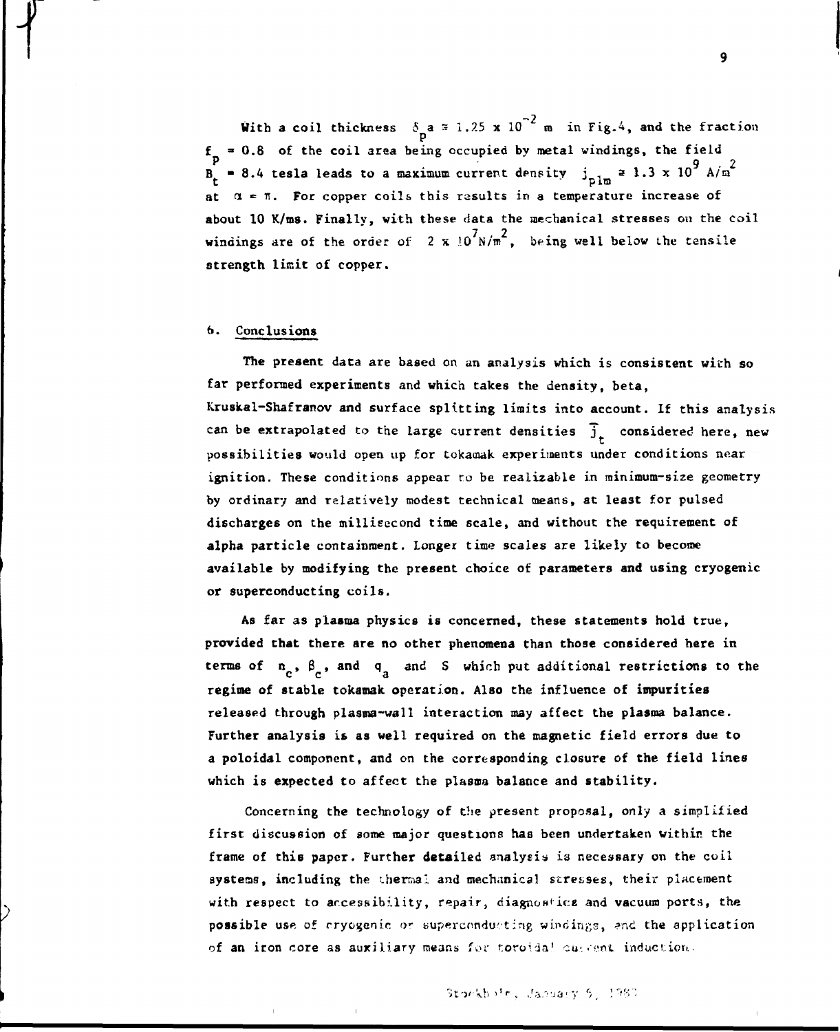With a coil thickness $\delta_p a \simeq 1.25 \times 10^{-2}$ m in Fig.4, and the fraction $f_p = 0.8$ of the coil area being occupied by metal windings, the field $B_t = 8.4$ tesla leads to a maximum current density $j_{plm} \simeq 1.3 \times 10^9$ A/m$^2$ at $\alpha = \pi$. For copper coils this results in a temperature increase of about 10 K/ms. Finally, with these data the mechanical stresses on the coil windings are of the order of $2 \times 10^7$ N/m$^2$, being well below the tensile strength limit of copper.

## 6. Conclusions

The present data are based on an analysis which is consistent with so far performed experiments and which takes the density, beta, Kruskal-Shafranov and surface splitting limits into account. If this analysis can be extrapolated to the large current densities $\bar{j}_t$ considered here, new possibilities would open up for tokamak experiments under conditions near ignition. These conditions appear to be realizable in minimum-size geometry by ordinary and relatively modest technical means, at least for pulsed discharges on the millisecond time scale, and without the requirement of alpha particle containment. Longer time scales are likely to become available by modifying the present choice of parameters and using cryogenic or superconducting coils.

As far as plasma physics is concerned, these statements hold true, provided that there are no other phenomena than those considered here in terms of $n_c$, $\beta_c$, and $q_a$ and $S$ which put additional restrictions to the regime of stable tokamak operation. Also the influence of impurities released through plasma-wall interaction may affect the plasma balance. Further analysis is as well required on the magnetic field errors due to a poloidal component, and on the corresponding closure of the field lines which is expected to affect the plasma balance and stability.

Concerning the technology of the present proposal, only a simplified first discussion of some major questions has been undertaken within the frame of this paper. Further detailed analysis is necessary on the coil systems, including the thermal and mechanical stresses, their placement with respect to accessibility, repair, diagnostics and vacuum ports, the possible use of cryogenic or superconducting windings, and the application of an iron core as auxiliary means for toroidal current induction.

Stockholm, January 5, 1983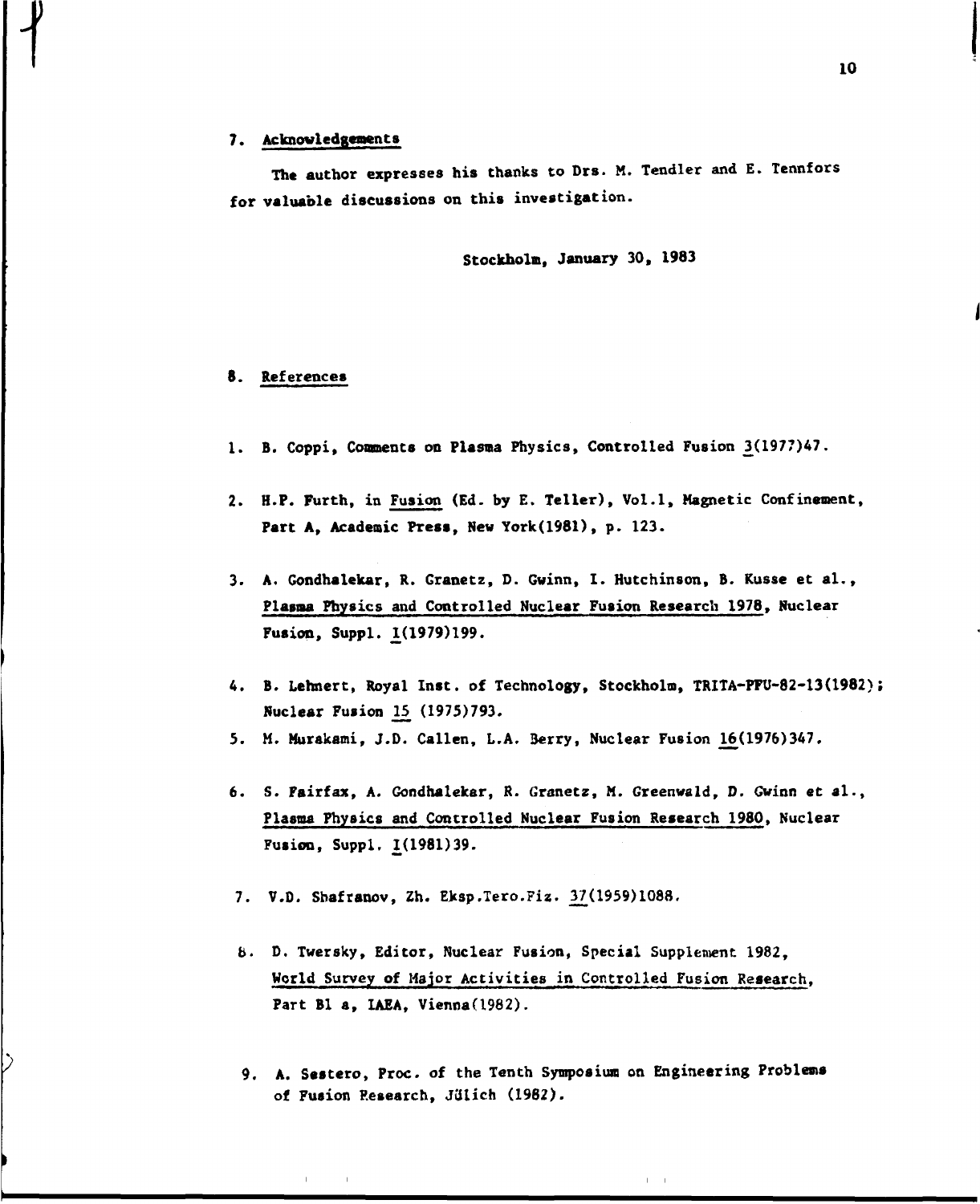## 7. Acknowledgements

The author expresses his thanks to Drs. M. Tendler and E. Tennfors for valuable discussions on this investigation.

Stockholm, January 30, 1983

## 8. References

1. B. Coppi, Comments on Plasma Physics, Controlled Fusion 3(1977)47.

2. H.P. Furth, in Fusion (Ed. by E. Teller), Vol.1, Magnetic Confinement, Part A, Academic Press, New York(1981), p. 123.

3. A. Gondhalekar, R. Granetz, D. Gwinn, I. Hutchinson, B. Kusse et al., Plasma Physics and Controlled Nuclear Fusion Research 1978, Nuclear Fusion, Suppl. 1(1979)199.

4. B. Lehnert, Royal Inst. of Technology, Stockholm, TRITA-PFU-82-13(1982); Nuclear Fusion 15 (1975)793.

5. M. Murakami, J.D. Callen, L.A. Berry, Nuclear Fusion 16(1976)347.

6. S. Fairfax, A. Gondhalekar, R. Granetz, M. Greenwald, D. Gwinn et al., Plasma Physics and Controlled Nuclear Fusion Research 1980, Nuclear Fusion, Suppl. 1(1981)39.

7. V.D. Shafranov, Zh. Eksp.Tero.Fiz. 37(1959)1088.

8. D. Twersky, Editor, Nuclear Fusion, Special Supplement 1982, World Survey of Major Activities in Controlled Fusion Research, Part B1 a, IAEA, Vienna(1982).

9. A. Sestero, Proc. of the Tenth Symposium on Engineering Problems of Fusion Research, Jülich (1982).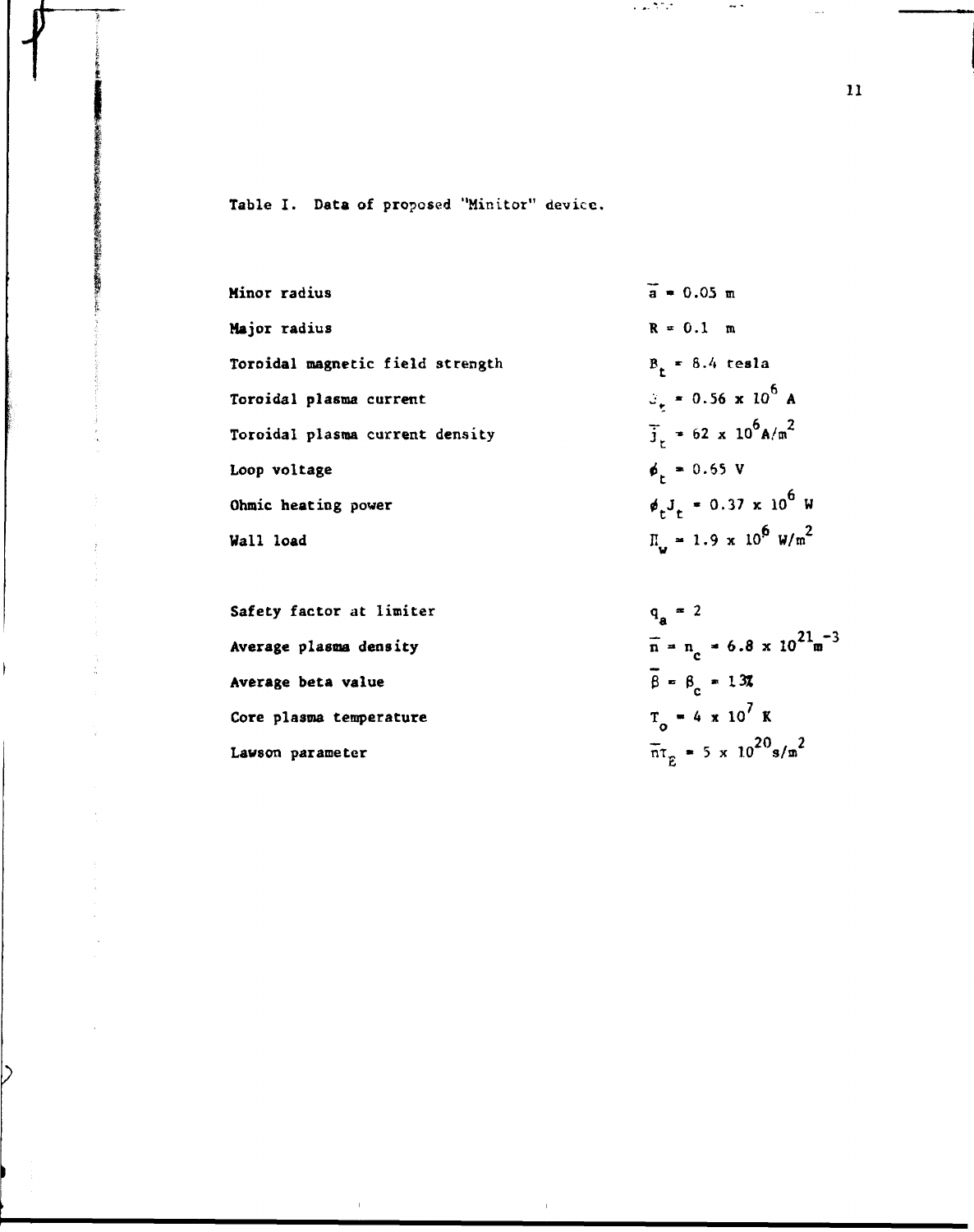Table I. Data of proposed "Minitor" device.

| | |
|---|---|
| Minor radius | $\bar{a} = 0.05$ m |
| Major radius | $R = 0.1$ m |
| Toroidal magnetic field strength | $B_t = 8.4$ tesla |
| Toroidal plasma current | $J_t = 0.56 \times 10^6$ A |
| Toroidal plasma current density | $\bar{j}_t = 62 \times 10^6 \text{A/m}^2$ |
| Loop voltage | $\phi_t = 0.65$ V |
| Ohmic heating power | $\phi_t J_t = 0.37 \times 10^6$ W |
| Wall load | $\Pi_w = 1.9 \times 10^6 \text{ W/m}^2$ |
| | |
| Safety factor at limiter | $q_a = 2$ |
| Average plasma density | $\bar{n} = n_c = 6.8 \times 10^{21} \text{m}^{-3}$ |
| Average beta value | $\bar{\beta} = \beta_c = 13\%$ |
| Core plasma temperature | $T_o = 4 \times 10^7$ K |
| Lawson parameter | $\bar{n}\tau_E = 5 \times 10^{20} \text{s/m}^2$ |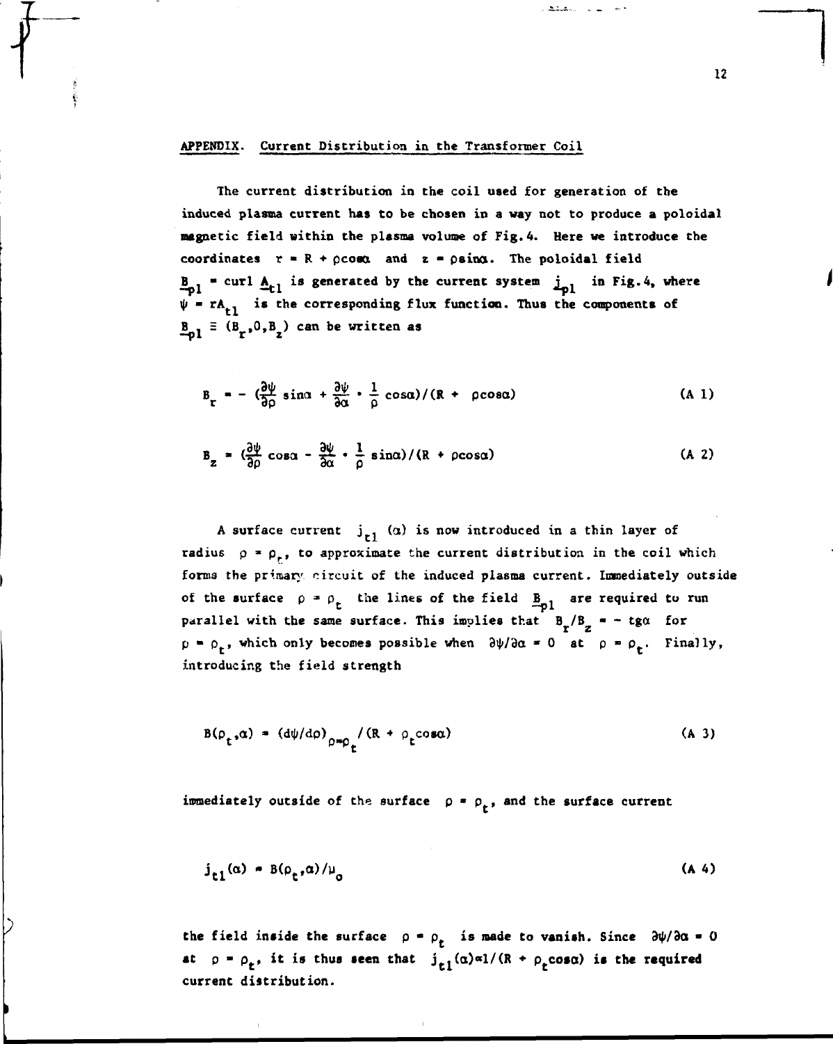## APPENDIX. Current Distribution in the Transformer Coil

The current distribution in the coil used for generation of the induced plasma current has to be chosen in a way not to produce a poloidal magnetic field within the plasma volume of Fig. 4. Here we introduce the coordinates $r = R + \rho\cos\alpha$ and $z = \rho\sin\alpha$. The poloidal field $\underline{B}_{p1} = \text{curl } \underline{A}_{t1}$ is generated by the current system $\underline{j}_{p1}$ in Fig. 4, where $\psi = rA_{t1}$ is the corresponding flux function. Thus the components of $\underline{B}_{p1} \equiv (B_r, 0, B_z)$ can be written as

$$B_r = -\left(\frac{\partial\psi}{\partial\rho}\sin\alpha + \frac{\partial\psi}{\partial\alpha}\cdot\frac{1}{\rho}\cos\alpha\right)/(R + \rho\cos\alpha) \tag{A 1}$$

$$B_z = \left(\frac{\partial\psi}{\partial\rho}\cos\alpha - \frac{\partial\psi}{\partial\alpha}\cdot\frac{1}{\rho}\sin\alpha\right)/(R + \rho\cos\alpha) \tag{A 2}$$

A surface current $j_{t1}(\alpha)$ is now introduced in a thin layer of radius $\rho = \rho_t$, to approximate the current distribution in the coil which forms the primary circuit of the induced plasma current. Immediately outside of the surface $\rho = \rho_t$ the lines of the field $\underline{B}_{p1}$ are required to run parallel with the same surface. This implies that $B_r/B_z = -\text{tg}\alpha$ for $\rho = \rho_t$, which only becomes possible when $\partial\psi/\partial\alpha = 0$ at $\rho = \rho_t$. Finally, introducing the field strength

$$B(\rho_t, \alpha) = (d\psi/d\rho)_{\rho=\rho_t}/(R + \rho_t\cos\alpha) \tag{A 3}$$

immediately outside of the surface $\rho = \rho_t$, and the surface current

$$j_{t1}(\alpha) = B(\rho_t, \alpha)/\mu_0 \tag{A 4}$$

the field inside the surface $\rho = \rho_t$ is made to vanish. Since $\partial\psi/\partial\alpha = 0$ at $\rho = \rho_t$, it is thus seen that $j_{t1}(\alpha) \propto 1/(R + \rho_t\cos\alpha)$ is the required current distribution.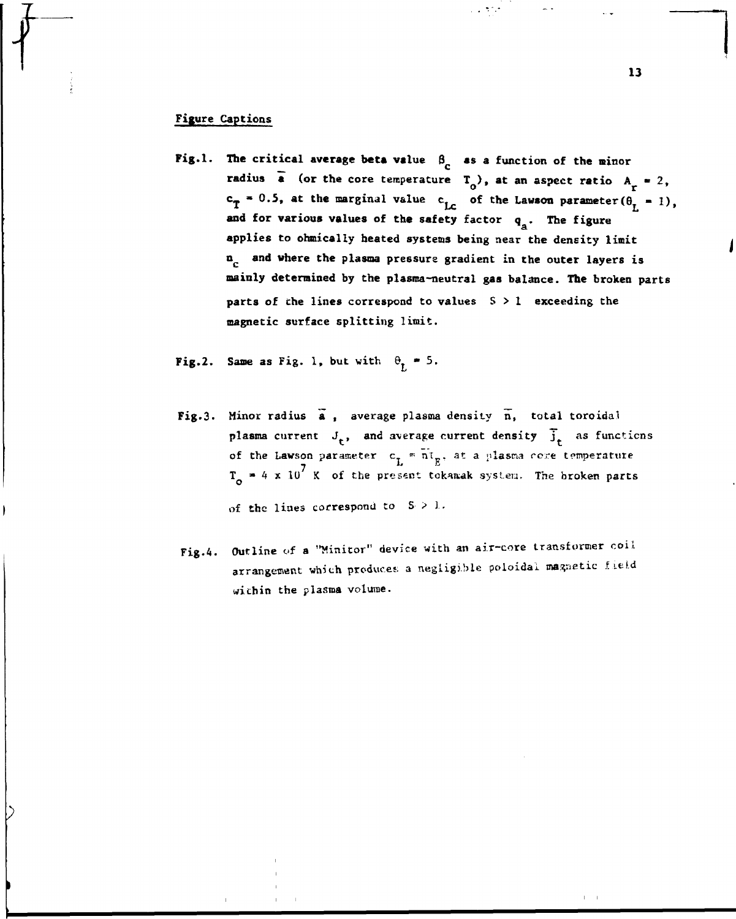## Figure Captions

**Fig.1.** The critical average beta value $\beta_c$ as a function of the minor radius $\bar{a}$ (or the core temperature $T_o$), at an aspect ratio $A_r = 2$, $c_T = 0.5$, at the marginal value $c_{Lc}$ of the Lawson parameter ($\theta_L = 1$), and for various values of the safety factor $q_a$. The figure applies to ohmically heated systems being near the density limit $n_c$ and where the plasma pressure gradient in the outer layers is mainly determined by the plasma-neutral gas balance. The broken parts parts of the lines correspond to values $S > 1$ exceeding the magnetic surface splitting limit.

**Fig.2.** Same as Fig. 1, but with $\theta_L = 5$.

**Fig.3.** Minor radius $\bar{a}$, average plasma density $\bar{n}$, total toroidal plasma current $J_t$, and average current density $\bar{j}_t$ as functions of the Lawson parameter $c_L = \bar{n}\tau_E$, at a plasma core temperature $T_o = 4 \times 10^7$ K of the present tokamak system. The broken parts of the lines correspond to $S > 1$.

**Fig.4.** Outline of a "Minitor" device with an air-core transformer coil arrangement which produces a negligible poloidal magnetic field within the plasma volume.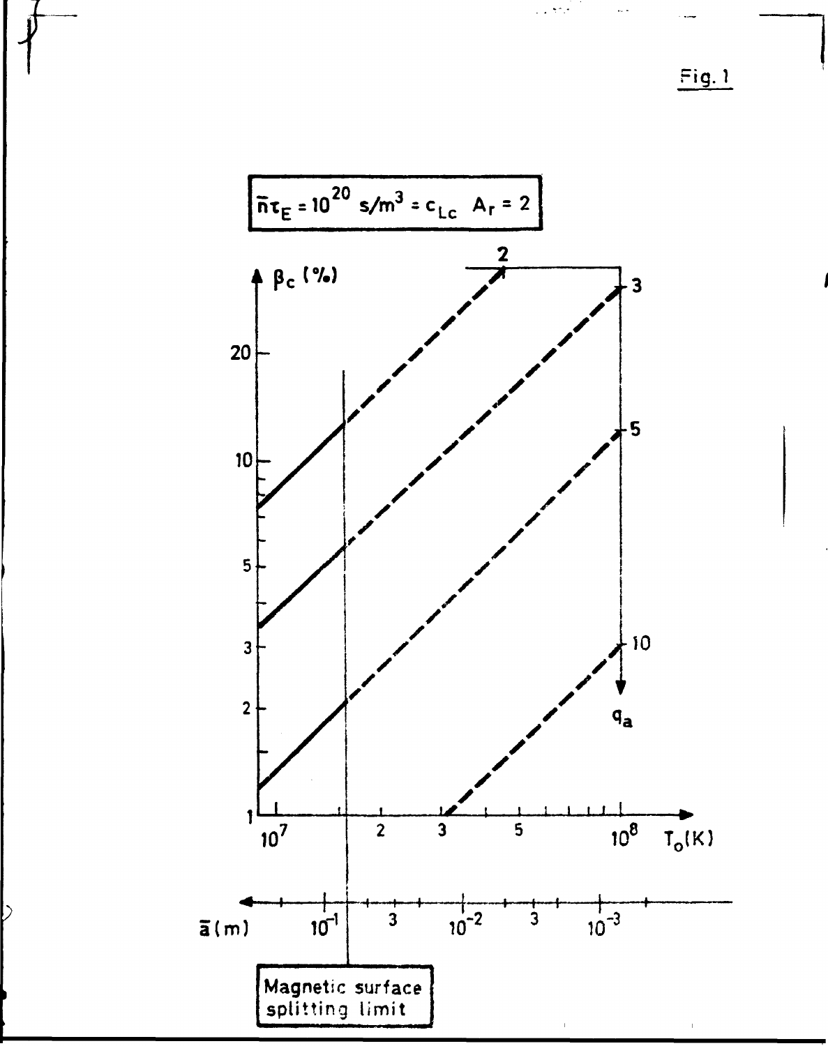Fig. 1

$\bar{n}\tau_E = 10^{20}$ s/m$^3$ = $c_{Lc}$ $A_r = 2$

$\beta_c$ (%)

$q_a$

$T_o$(K)

$\bar{a}$(m)

Magnetic surface splitting limit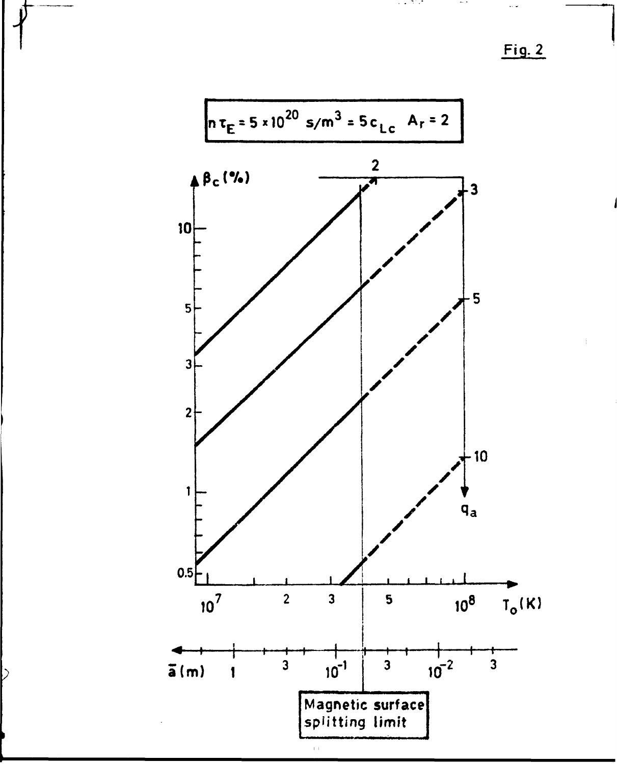Fig. 2

$n\tau_E = 5 \times 10^{20}$ s/m$^3$ = $5c_{Lc}$   $A_r = 2$

$\beta_c$ (%)

$q_a$: 2, 3, 5, 10

$T_o$ (K): $10^7$, 2, 3, 5, $10^8$

$\bar{a}$ (m): 1, 3, $10^{-1}$, 3, $10^{-2}$, 3

Magnetic surface splitting limit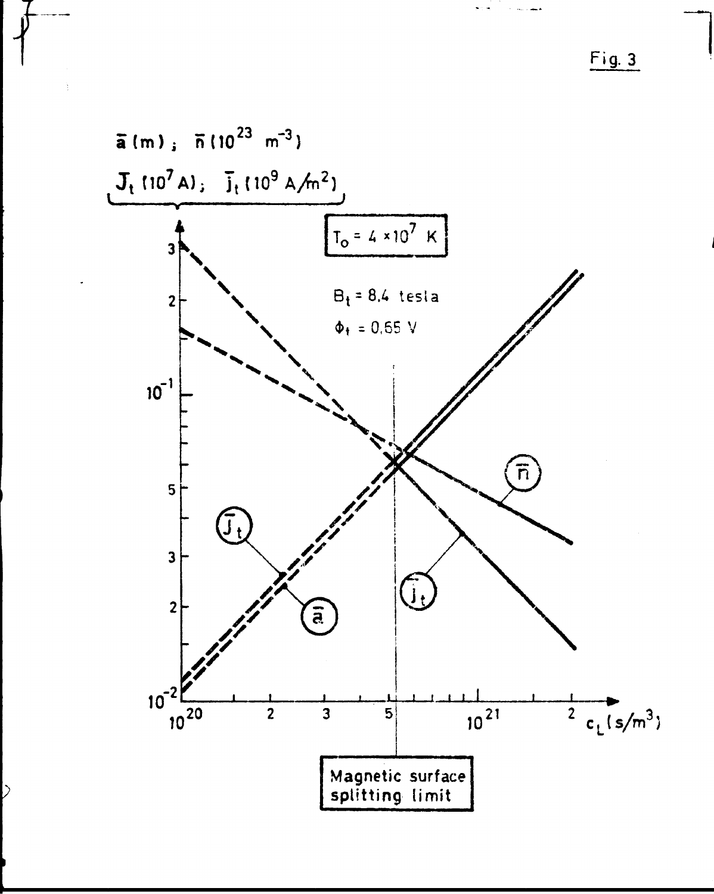Fig. 3

$\bar{a}$ (m) ; $\bar{n}$ ($10^{23}$ $m^{-3}$)

$J_t$ ($10^7$ A) ; $\bar{j}_t$ ($10^9$ A/$m^2$)

$T_o = 4 \times 10^7$ K

$B_t = 8.4$ tesla

$\Phi_t = 0.65$ V

$\bar{n}$

$\bar{j}_t$

$\bar{J}_t$

$\bar{a}$

$c_L$ (s/$m^3$)

Magnetic surface splitting limit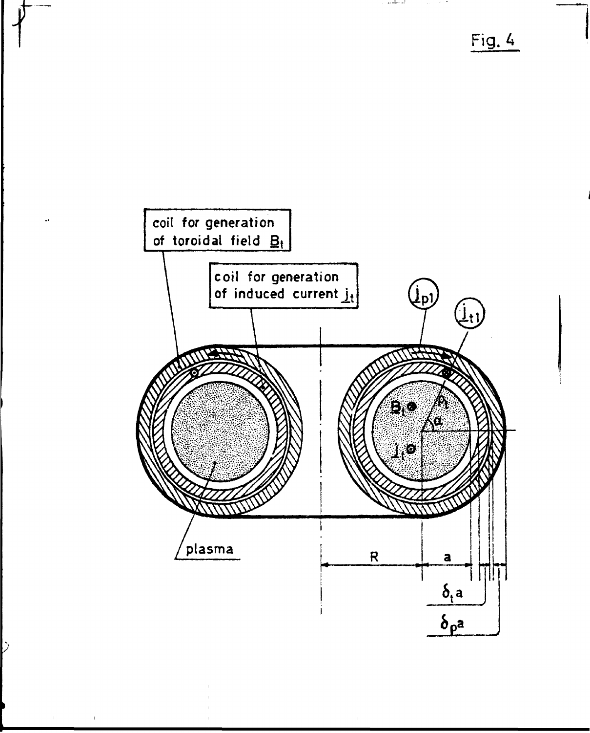Fig. 4

coil for generation of toroidal field $\underline{B}_t$

coil for generation of induced current $\underline{j}_t$

$\underline{j}_{p1}$

$\underline{j}_{t1}$

$B_t$

$\rho_t$

$\alpha$

$\underline{j}_t$

plasma

$R$

$a$

$\delta_t a$

$\delta_p a$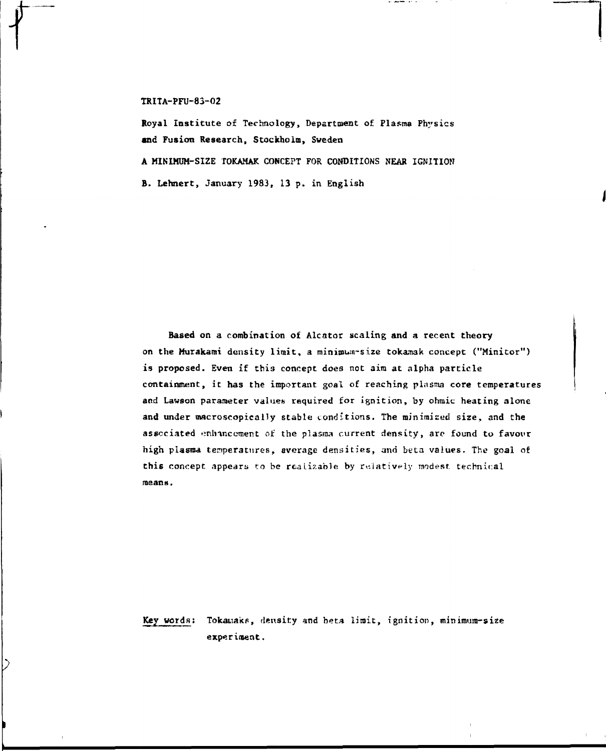TRITA-PFU-83-02

Royal Institute of Technology, Department of Plasma Physics and Fusion Research, Stockholm, Sweden

A MINIMUM-SIZE TOKAMAK CONCEPT FOR CONDITIONS NEAR IGNITION

B. Lehnert, January 1983, 13 p. in English

Based on a combination of Alcator scaling and a recent theory on the Murakami density limit, a minimum-size tokamak concept ("Minitor") is proposed. Even if this concept does not aim at alpha particle containment, it has the important goal of reaching plasma core temperatures and Lawson parameter values required for ignition, by ohmic heating alone and under macroscopically stable conditions. The minimized size, and the associated enhancement of the plasma current density, are found to favour high plasma temperatures, average densities, and beta values. The goal of this concept appears to be realizable by relatively modest technical means.

Key words: Tokamaks, density and beta limit, ignition, minimum-size experiment.